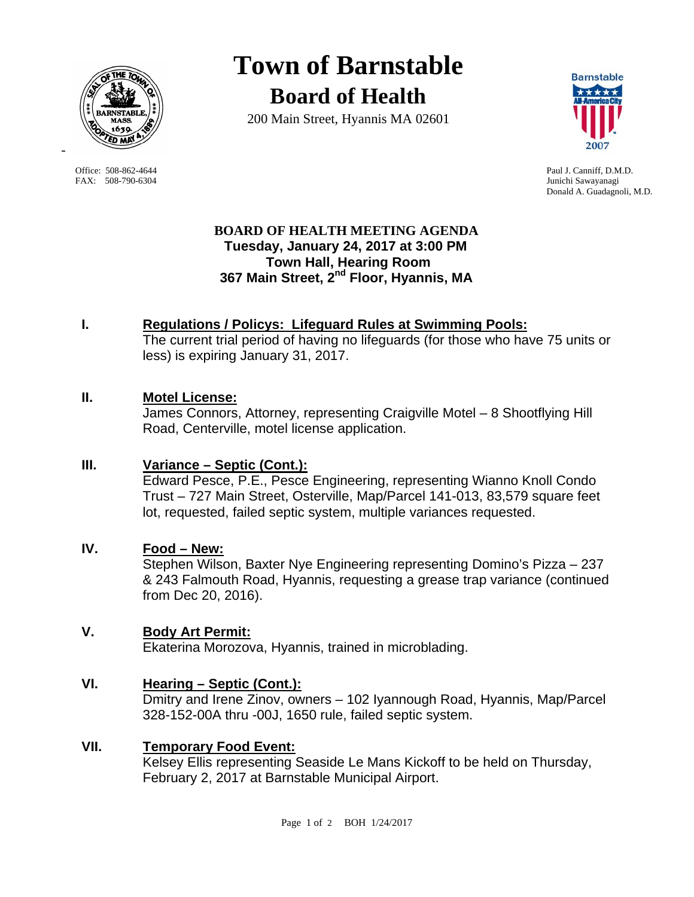# Town of Barnstable

## Board of Health

200 Main Street, Hyannis MA 02601

Office: 508-862-4644
FAX: 508-790-6304

Paul J. Canniff, D.M.D.
Junichi Sawayanagi
Donald A. Guadagnoli, M.D.

**BOARD OF HEALTH MEETING AGENDA**
**Tuesday, January 24, 2017 at 3:00 PM**
**Town Hall, Hearing Room**
**367 Main Street, 2nd Floor, Hyannis, MA**

**I.** **Regulations / Policys: Lifeguard Rules at Swimming Pools:**
The current trial period of having no lifeguards (for those who have 75 units or less) is expiring January 31, 2017.

**II.** **Motel License:**
James Connors, Attorney, representing Craigville Motel – 8 Shootflying Hill Road, Centerville, motel license application.

**III.** **Variance – Septic (Cont.):**
Edward Pesce, P.E., Pesce Engineering, representing Wianno Knoll Condo Trust – 727 Main Street, Osterville, Map/Parcel 141-013, 83,579 square feet lot, requested, failed septic system, multiple variances requested.

**IV.** **Food – New:**
Stephen Wilson, Baxter Nye Engineering representing Domino's Pizza – 237 & 243 Falmouth Road, Hyannis, requesting a grease trap variance (continued from Dec 20, 2016).

**V.** **Body Art Permit:**
Ekaterina Morozova, Hyannis, trained in microblading.

**VI.** **Hearing – Septic (Cont.):**
Dmitry and Irene Zinov, owners – 102 Iyannough Road, Hyannis, Map/Parcel 328-152-00A thru -00J, 1650 rule, failed septic system.

**VII.** **Temporary Food Event:**
Kelsey Ellis representing Seaside Le Mans Kickoff to be held on Thursday, February 2, 2017 at Barnstable Municipal Airport.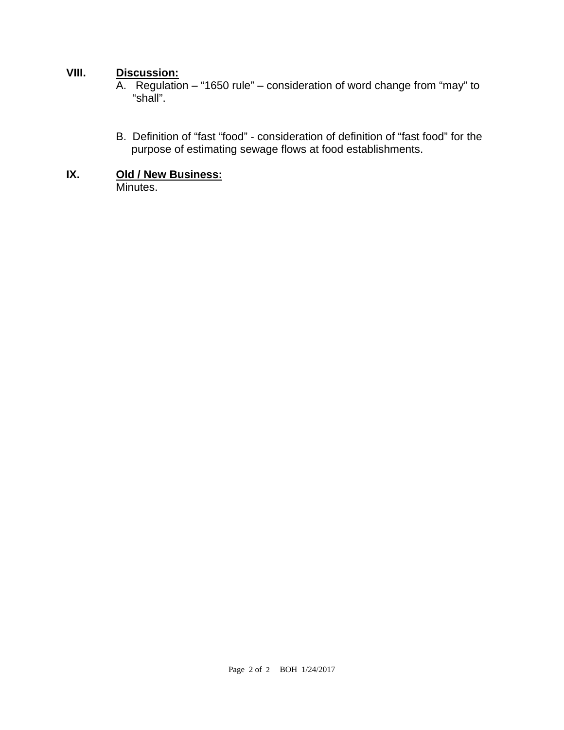**VIII.** **Discussion:**

A. Regulation – “1650 rule” – consideration of word change from “may” to “shall”.

B. Definition of “fast “food” - consideration of definition of “fast food” for the purpose of estimating sewage flows at food establishments.

**IX.** **Old / New Business:**

Minutes.